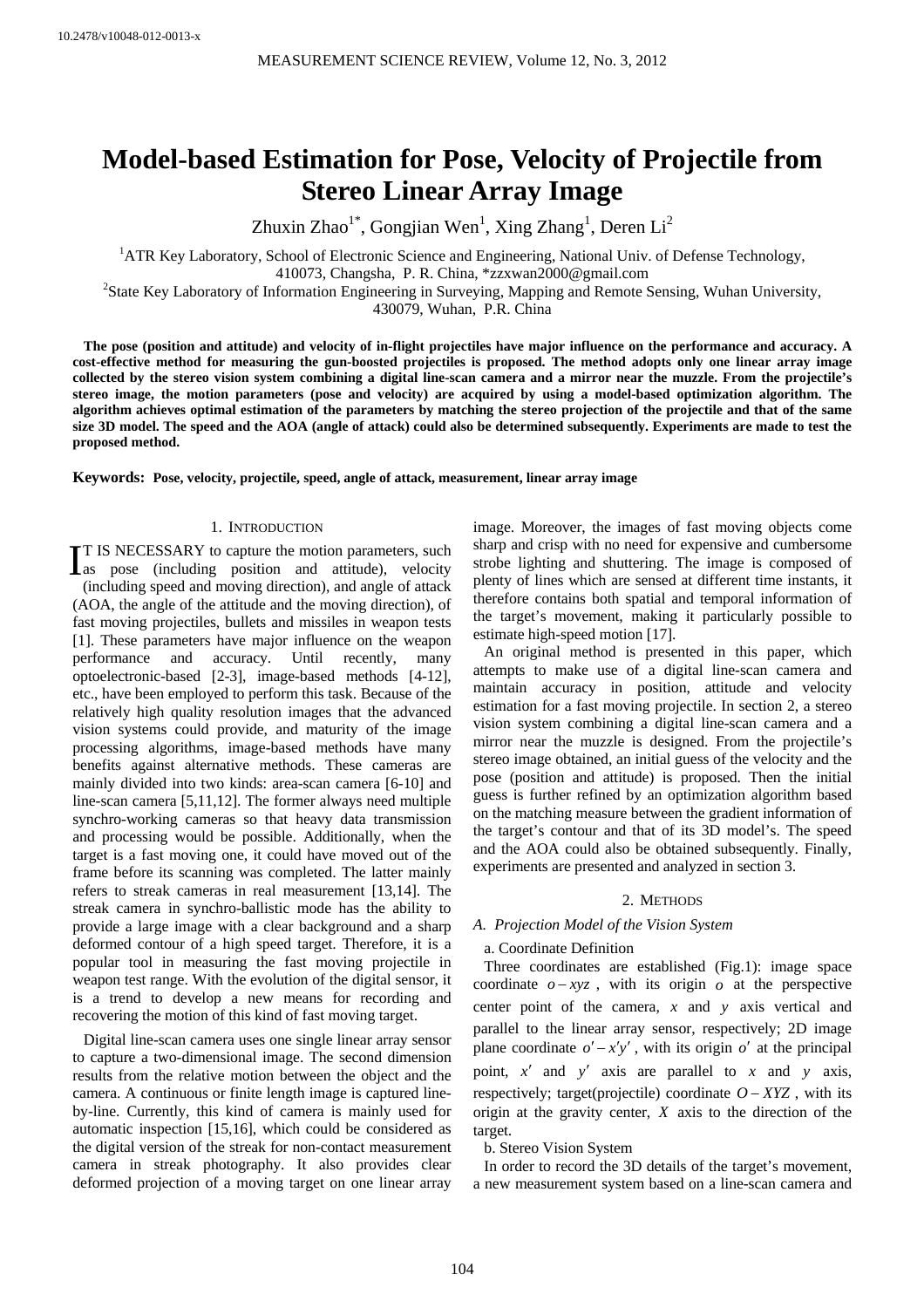10.2478/v10048-012-0013-x

# Model-based Estimation for Pose, Velocity of Projectile from Stereo Linear Array Image

Zhuxin Zhao[1*], Gongjian Wen[1], Xing Zhang[1], Deren Li[2]

[1]ATR Key Laboratory, School of Electronic Science and Engineering, National Univ. of Defense Technology, 410073, Changsha, P. R. China, *zzxwan2000@gmail.com

[2]State Key Laboratory of Information Engineering in Surveying, Mapping and Remote Sensing, Wuhan University, 430079, Wuhan, P.R. China

**The pose (position and attitude) and velocity of in-flight projectiles have major influence on the performance and accuracy. A cost-effective method for measuring the gun-boosted projectiles is proposed. The method adopts only one linear array image collected by the stereo vision system combining a digital line-scan camera and a mirror near the muzzle. From the projectile's stereo image, the motion parameters (pose and velocity) are acquired by using a model-based optimization algorithm. The algorithm achieves optimal estimation of the parameters by matching the stereo projection of the projectile and that of the same size 3D model. The speed and the AOA (angle of attack) could also be determined subsequently. Experiments are made to test the proposed method.**

**Keywords: Pose, velocity, projectile, speed, angle of attack, measurement, linear array image**

## 1. Introduction

IT IS NECESSARY to capture the motion parameters, such as pose (including position and attitude), velocity (including speed and moving direction), and angle of attack (AOA, the angle of the attitude and the moving direction), of fast moving projectiles, bullets and missiles in weapon tests [1]. These parameters have major influence on the weapon performance and accuracy. Until recently, many optoelectronic-based [2-3], image-based methods [4-12], etc., have been employed to perform this task. Because of the relatively high quality resolution images that the advanced vision systems could provide, and maturity of the image processing algorithms, image-based methods have many benefits against alternative methods. These cameras are mainly divided into two kinds: area-scan camera [6-10] and line-scan camera [5,11,12]. The former always need multiple synchro-working cameras so that heavy data transmission and processing would be possible. Additionally, when the target is a fast moving one, it could have moved out of the frame before its scanning was completed. The latter mainly refers to streak cameras in real measurement [13,14]. The streak camera in synchro-ballistic mode has the ability to provide a large image with a clear background and a sharp deformed contour of a high speed target. Therefore, it is a popular tool in measuring the fast moving projectile in weapon test range. With the evolution of the digital sensor, it is a trend to develop a new means for recording and recovering the motion of this kind of fast moving target.

Digital line-scan camera uses one single linear array sensor to capture a two-dimensional image. The second dimension results from the relative motion between the object and the camera. A continuous or finite length image is captured line-by-line. Currently, this kind of camera is mainly used for automatic inspection [15,16], which could be considered as the digital version of the streak for non-contact measurement camera in streak photography. It also provides clear deformed projection of a moving target on one linear array image. Moreover, the images of fast moving objects come sharp and crisp with no need for expensive and cumbersome strobe lighting and shuttering. The image is composed of plenty of lines which are sensed at different time instants, it therefore contains both spatial and temporal information of the target's movement, making it particularly possible to estimate high-speed motion [17].

An original method is presented in this paper, which attempts to make use of a digital line-scan camera and maintain accuracy in position, attitude and velocity estimation for a fast moving projectile. In section 2, a stereo vision system combining a digital line-scan camera and a mirror near the muzzle is designed. From the projectile's stereo image obtained, an initial guess of the velocity and the pose (position and attitude) is proposed. Then the initial guess is further refined by an optimization algorithm based on the matching measure between the gradient information of the target's contour and that of its 3D model's. The speed and the AOA could also be obtained subsequently. Finally, experiments are presented and analyzed in section 3.

## 2. Methods

### A. Projection Model of the Vision System

a. Coordinate Definition

Three coordinates are established (Fig.1): image space coordinate $o-xyz$, with its origin $o$ at the perspective center point of the camera, $x$ and $y$ axis vertical and parallel to the linear array sensor, respectively; 2D image plane coordinate $o'-x'y'$, with its origin $o'$ at the principal point, $x'$ and $y'$ axis are parallel to $x$ and $y$ axis, respectively; target(projectile) coordinate $O-XYZ$, with its origin at the gravity center, $X$ axis to the direction of the target.

b. Stereo Vision System

In order to record the 3D details of the target's movement, a new measurement system based on a line-scan camera and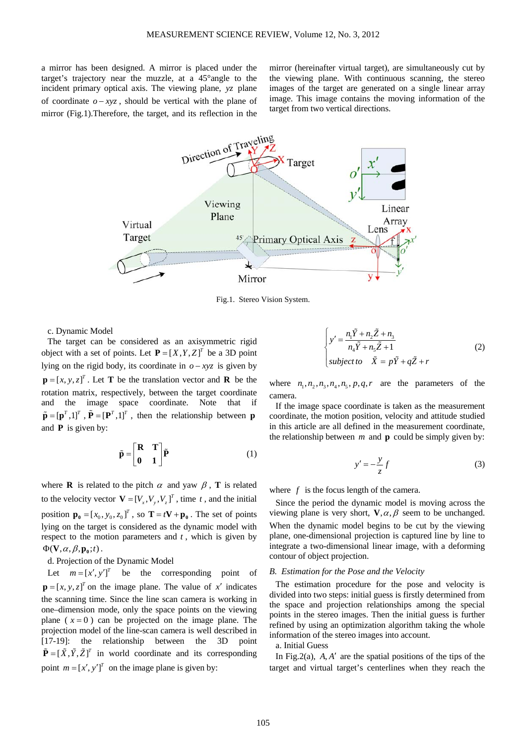a mirror has been designed. A mirror is placed under the target's trajectory near the muzzle, at a 45°angle to the incident primary optical axis. The viewing plane, $yz$ plane of coordinate $o-xyz$, should be vertical with the plane of mirror (Fig.1).Therefore, the target, and its reflection in the mirror (hereinafter virtual target), are simultaneously cut by the viewing plane. With continuous scanning, the stereo images of the target are generated on a single linear array image. This image contains the moving information of the target from two vertical directions.

Fig.1. Stereo Vision System.

c. Dynamic Model

The target can be considered as an axisymmetric rigid object with a set of points. Let $\mathbf{P}=[X,Y,Z]^T$ be a 3D point lying on the rigid body, its coordinate in $o-xyz$ is given by $\mathbf{p}=[x,y,z]^T$. Let $\mathbf{T}$ be the translation vector and $\mathbf{R}$ be the rotation matrix, respectively, between the target coordinate and the image space coordinate. Note that if $\tilde{\mathbf{p}}=[\mathbf{p}^T,1]^T$, $\tilde{\mathbf{P}}=[\mathbf{P}^T,1]^T$, then the relationship between $\mathbf{p}$ and $\mathbf{P}$ is given by:

$$\tilde{\mathbf{p}}=\begin{bmatrix}\mathbf{R} & \mathbf{T}\\ \mathbf{0} & \mathbf{1}\end{bmatrix}\tilde{\mathbf{P}} \tag{1}$$

where $\mathbf{R}$ is related to the pitch $\alpha$ and yaw $\beta$, $\mathbf{T}$ is related to the velocity vector $\mathbf{V}=[V_x,V_y,V_z]^T$, time $t$, and the initial position $\mathbf{p_0}=[x_0,y_0,z_0]^T$, so $\mathbf{T}=t\mathbf{V}+\mathbf{p_0}$. The set of points lying on the target is considered as the dynamic model with respect to the motion parameters and $t$, which is given by $\Phi(\mathbf{V},\alpha,\beta,\mathbf{p_0};t)$.

d. Projection of the Dynamic Model

Let $m=[x',y']^T$ be the corresponding point of $\mathbf{p}=[x,y,z]^T$ on the image plane. The value of $x'$ indicates the scanning time. Since the line scan camera is working in one–dimension mode, only the space points on the viewing plane ($x=0$) can be projected on the image plane. The projection model of the line-scan camera is well described in [17-19]: the relationship between the 3D point $\tilde{\mathbf{P}}=[\tilde{X},\tilde{Y},\tilde{Z}]^T$ in world coordinate and its corresponding point $m=[x',y']^T$ on the image plane is given by:

$$\begin{cases} y'=\dfrac{n_1\tilde{Y}+n_2\tilde{Z}+n_3}{n_4\tilde{Y}+n_5\tilde{Z}+1} \\ subject\ to\quad \tilde{X}=p\tilde{Y}+q\tilde{Z}+r \end{cases} \tag{2}$$

where $n_1,n_2,n_3,n_4,n_5,p,q,r$ are the parameters of the camera.

If the image space coordinate is taken as the measurement coordinate, the motion position, velocity and attitude studied in this article are all defined in the measurement coordinate, the relationship between $m$ and $\mathbf{p}$ could be simply given by:

$$y'=-\frac{y}{z}f \tag{3}$$

where $f$ is the focus length of the camera.

Since the period the dynamic model is moving across the viewing plane is very short, $\mathbf{V},\alpha,\beta$ seem to be unchanged. When the dynamic model begins to be cut by the viewing plane, one-dimensional projection is captured line by line to integrate a two-dimensional linear image, with a deforming contour of object projection.

### *B. Estimation for the Pose and the Velocity*

The estimation procedure for the pose and velocity is divided into two steps: initial guess is firstly determined from the space and projection relationships among the special points in the stereo images. Then the initial guess is further refined by using an optimization algorithm taking the whole information of the stereo images into account.

a. Initial Guess

In Fig.2(a), $A, A'$ are the spatial positions of the tips of the target and virtual target's centerlines when they reach the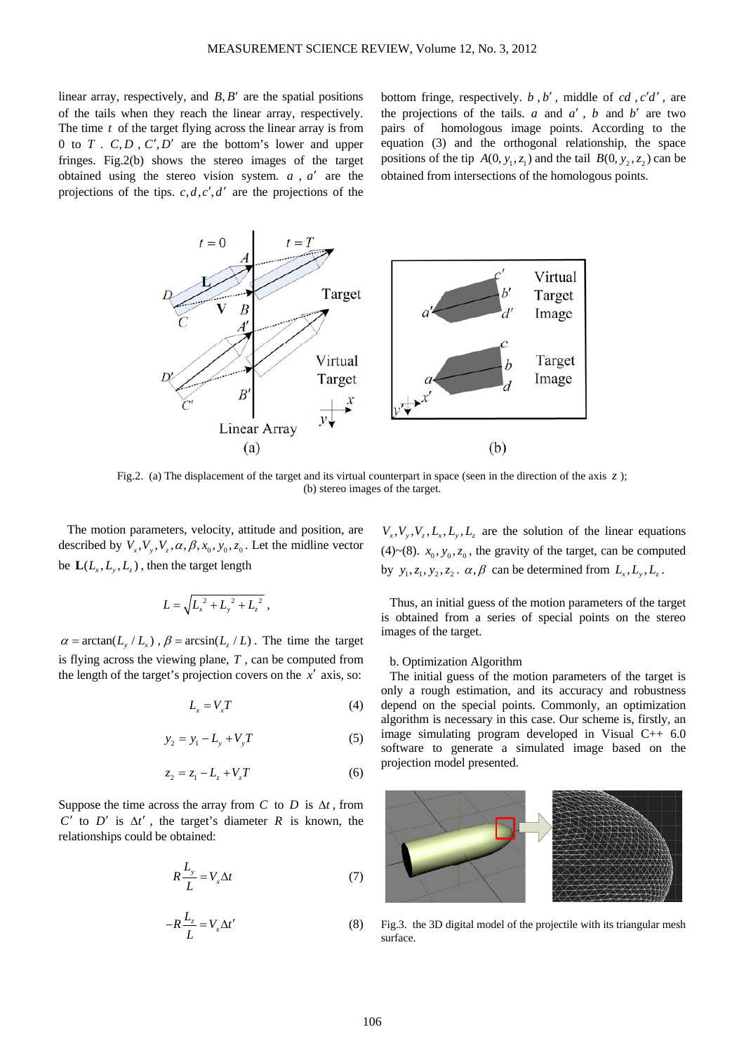linear array, respectively, and $B, B'$ are the spatial positions of the tails when they reach the linear array, respectively. The time $t$ of the target flying across the linear array is from 0 to $T$. $C, D$, $C', D'$ are the bottom's lower and upper fringes. Fig.2(b) shows the stereo images of the target obtained using the stereo vision system. $a$, $a'$ are the projections of the tips. $c, d, c', d'$ are the projections of the bottom fringe, respectively. $b$, $b'$, middle of $cd$, $c'd'$, are the projections of the tails. $a$ and $a'$, $b$ and $b'$ are two pairs of homologous image points. According to the equation (3) and the orthogonal relationship, the space positions of the tip $A(0, y_1, z_1)$ and the tail $B(0, y_2, z_2)$ can be obtained from intersections of the homologous points.

Fig.2. (a) The displacement of the target and its virtual counterpart in space (seen in the direction of the axis $z$); (b) stereo images of the target.

The motion parameters, velocity, attitude and position, are described by $V_x, V_y, V_z, \alpha, \beta, x_0, y_0, z_0$. Let the midline vector be $\mathbf{L}(L_x, L_y, L_z)$, then the target length

$$L = \sqrt{{L_x}^2 + {L_y}^2 + {L_z}^2}\,,$$

$\alpha = \arctan(L_y / L_x)$, $\beta = \arcsin(L_z / L)$. The time the target is flying across the viewing plane, $T$, can be computed from the length of the target's projection covers on the $x'$ axis, so:

$$L_x = V_x T \tag{4}$$

$$y_2 = y_1 - L_y + V_y T \tag{5}$$

$$z_2 = z_1 - L_z + V_z T \tag{6}$$

Suppose the time across the array from $C$ to $D$ is $\Delta t$, from $C'$ to $D'$ is $\Delta t'$, the target's diameter $R$ is known, the relationships could be obtained:

$$R\frac{L_y}{L} = V_x \Delta t \tag{7}$$

$$-R\frac{L_z}{L} = V_x \Delta t' \tag{8}$$

$V_x, V_y, V_z, L_x, L_y, L_z$ are the solution of the linear equations (4)~(8). $x_0, y_0, z_0$, the gravity of the target, can be computed by $y_1, z_1, y_2, z_2$. $\alpha, \beta$ can be determined from $L_x, L_y, L_z$.

Thus, an initial guess of the motion parameters of the target is obtained from a series of special points on the stereo images of the target.

b. Optimization Algorithm

The initial guess of the motion parameters of the target is only a rough estimation, and its accuracy and robustness depend on the special points. Commonly, an optimization algorithm is necessary in this case. Our scheme is, firstly, an image simulating program developed in Visual C++ 6.0 software to generate a simulated image based on the projection model presented.

Fig.3. the 3D digital model of the projectile with its triangular mesh surface.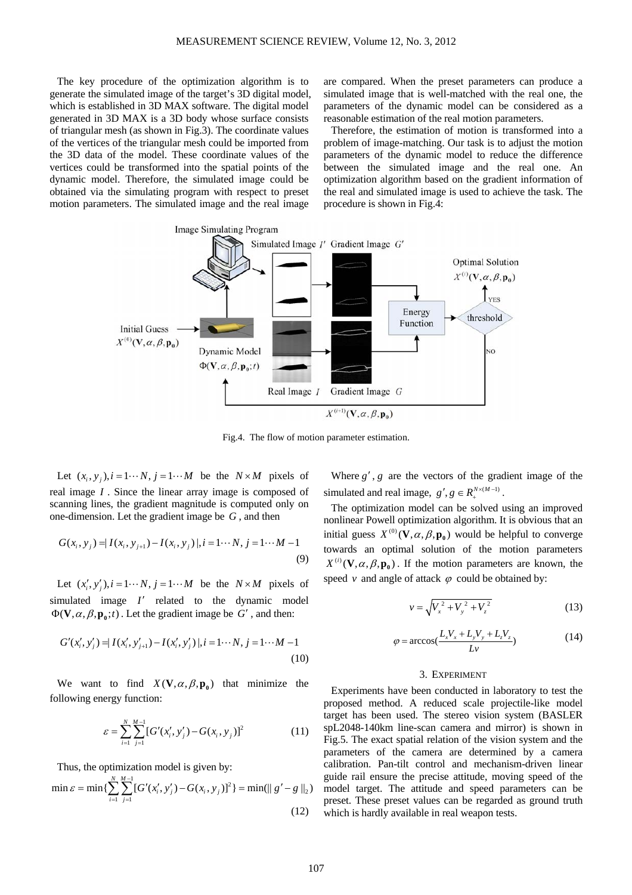The key procedure of the optimization algorithm is to generate the simulated image of the target's 3D digital model, which is established in 3D MAX software. The digital model generated in 3D MAX is a 3D body whose surface consists of triangular mesh (as shown in Fig.3). The coordinate values of the vertices of the triangular mesh could be imported from the 3D data of the model. These coordinate values of the vertices could be transformed into the spatial points of the dynamic model. Therefore, the simulated image could be obtained via the simulating program with respect to preset motion parameters. The simulated image and the real image are compared. When the preset parameters can produce a simulated image that is well-matched with the real one, the parameters of the dynamic model can be considered as a reasonable estimation of the real motion parameters.

Therefore, the estimation of motion is transformed into a problem of image-matching. Our task is to adjust the motion parameters of the dynamic model to reduce the difference between the simulated image and the real one. An optimization algorithm based on the gradient information of the real and simulated image is used to achieve the task. The procedure is shown in Fig.4:

Fig.4. The flow of motion parameter estimation.

Let $(x_i, y_j), i = 1 \cdots N, j = 1 \cdots M$ be the $N \times M$ pixels of real image $I$. Since the linear array image is composed of scanning lines, the gradient magnitude is computed only on one-dimension. Let the gradient image be $G$, and then

$$G(x_i, y_j) = | I(x_i, y_{j+1}) - I(x_i, y_j) |, i = 1 \cdots N, j = 1 \cdots M - 1 \tag{9}$$

Let $(x'_i, y'_j), i = 1 \cdots N, j = 1 \cdots M$ be the $N \times M$ pixels of simulated image $I'$ related to the dynamic model $\Phi(\mathbf{V}, \alpha, \beta, \mathbf{p_0}; t)$. Let the gradient image be $G'$, and then:

$$G'(x'_i, y'_j) = | I(x'_i, y'_{j+1}) - I(x'_i, y'_j) |, i = 1 \cdots N, j = 1 \cdots M - 1 \tag{10}$$

We want to find $X(\mathbf{V}, \alpha, \beta, \mathbf{p_0})$ that minimize the following energy function:

$$\varepsilon = \sum_{i=1}^{N} \sum_{j=1}^{M-1} [G'(x'_i, y'_j) - G(x_i, y_j)]^2 \tag{11}$$

Thus, the optimization model is given by:

$$\min \varepsilon = \min \{ \sum_{i=1}^{N} \sum_{j=1}^{M-1} [G'(x'_i, y'_j) - G(x_i, y_j)]^2 \} = \min(\| g' - g \|_2) \tag{12}$$

Where $g'$, $g$ are the vectors of the gradient image of the simulated and real image, $g', g \in R_+^{N \times (M-1)}$.

The optimization model can be solved using an improved nonlinear Powell optimization algorithm. It is obvious that an initial guess $X^{(0)}(\mathbf{V}, \alpha, \beta, \mathbf{p_0})$ would be helpful to converge towards an optimal solution of the motion parameters $X^{(i)}(\mathbf{V}, \alpha, \beta, \mathbf{p_0})$. If the motion parameters are known, the speed $v$ and angle of attack $\varphi$ could be obtained by:

$$v = \sqrt{V_x^{\,2} + V_y^{\,2} + V_z^{\,2}} \tag{13}$$

$$\varphi = \arccos\left(\frac{L_x V_x + L_y V_y + L_z V_z}{L v}\right) \tag{14}$$

## 3. Experiment

Experiments have been conducted in laboratory to test the proposed method. A reduced scale projectile-like model target has been used. The stereo vision system (BASLER spL2048-140km line-scan camera and mirror) is shown in Fig.5. The exact spatial relation of the vision system and the parameters of the camera are determined by a camera calibration. Pan-tilt control and mechanism-driven linear guide rail ensure the precise attitude, moving speed of the model target. The attitude and speed parameters can be preset. These preset values can be regarded as ground truth which is hardly available in real weapon tests.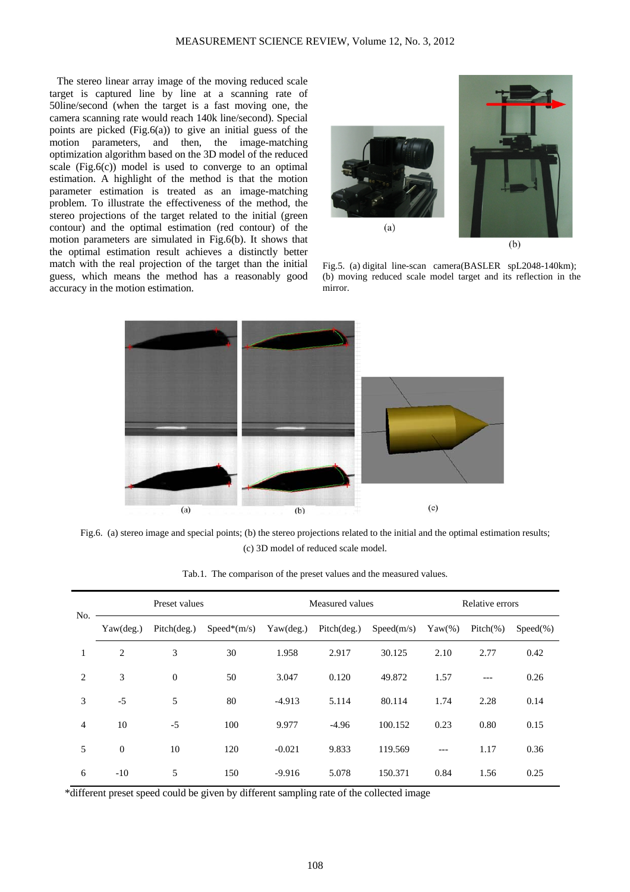The stereo linear array image of the moving reduced scale target is captured line by line at a scanning rate of 50line/second (when the target is a fast moving one, the camera scanning rate would reach 140k line/second). Special points are picked (Fig.6(a)) to give an initial guess of the motion parameters, and then, the image-matching optimization algorithm based on the 3D model of the reduced scale (Fig.6(c)) model is used to converge to an optimal estimation. A highlight of the method is that the motion parameter estimation is treated as an image-matching problem. To illustrate the effectiveness of the method, the stereo projections of the target related to the initial (green contour) and the optimal estimation (red contour) of the motion parameters are simulated in Fig.6(b). It shows that the optimal estimation result achieves a distinctly better match with the real projection of the target than the initial guess, which means the method has a reasonably good accuracy in the motion estimation.

Fig.5. (a) digital line-scan camera(BASLER spL2048-140km); (b) moving reduced scale model target and its reflection in the mirror.

Fig.6. (a) stereo image and special points; (b) the stereo projections related to the initial and the optimal estimation results; (c) 3D model of reduced scale model.

Tab.1. The comparison of the preset values and the measured values.

| No. | Preset values | | | Measured values | | | Relative errors | | |
|---|---|---|---|---|---|---|---|---|---|
| | Yaw(deg.) | Pitch(deg.) | Speed*(m/s) | Yaw(deg.) | Pitch(deg.) | Speed(m/s) | Yaw(%) | Pitch(%) | Speed(%) |
| 1 | 2 | 3 | 30 | 1.958 | 2.917 | 30.125 | 2.10 | 2.77 | 0.42 |
| 2 | 3 | 0 | 50 | 3.047 | 0.120 | 49.872 | 1.57 | --- | 0.26 |
| 3 | -5 | 5 | 80 | -4.913 | 5.114 | 80.114 | 1.74 | 2.28 | 0.14 |
| 4 | 10 | -5 | 100 | 9.977 | -4.96 | 100.152 | 0.23 | 0.80 | 0.15 |
| 5 | 0 | 10 | 120 | -0.021 | 9.833 | 119.569 | --- | 1.17 | 0.36 |
| 6 | -10 | 5 | 150 | -9.916 | 5.078 | 150.371 | 0.84 | 1.56 | 0.25 |

*different preset speed could be given by different sampling rate of the collected image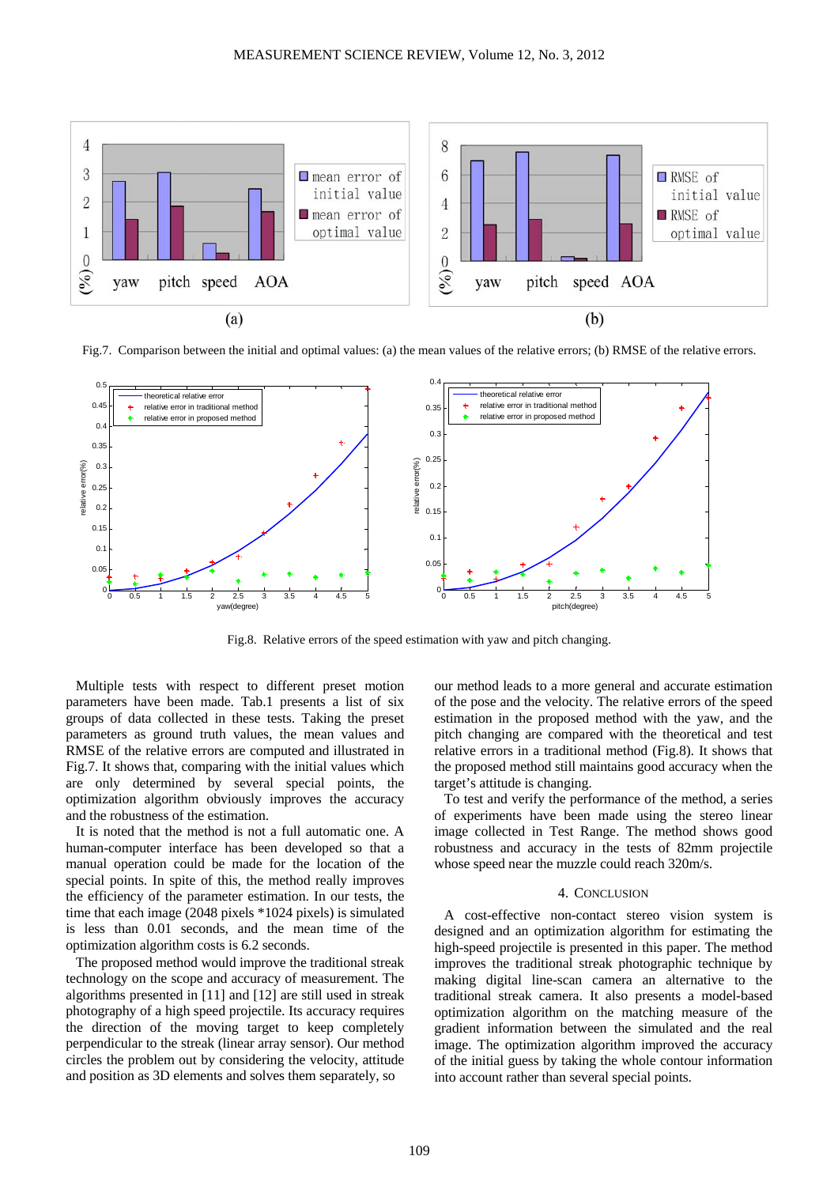Fig.7. Comparison between the initial and optimal values: (a) the mean values of the relative errors; (b) RMSE of the relative errors.

Fig.8. Relative errors of the speed estimation with yaw and pitch changing.

Multiple tests with respect to different preset motion parameters have been made. Tab.1 presents a list of six groups of data collected in these tests. Taking the preset parameters as ground truth values, the mean values and RMSE of the relative errors are computed and illustrated in Fig.7. It shows that, comparing with the initial values which are only determined by several special points, the optimization algorithm obviously improves the accuracy and the robustness of the estimation.

It is noted that the method is not a full automatic one. A human-computer interface has been developed so that a manual operation could be made for the location of the special points. In spite of this, the method really improves the efficiency of the parameter estimation. In our tests, the time that each image (2048 pixels *1024 pixels) is simulated is less than 0.01 seconds, and the mean time of the optimization algorithm costs is 6.2 seconds.

The proposed method would improve the traditional streak technology on the scope and accuracy of measurement. The algorithms presented in [11] and [12] are still used in streak photography of a high speed projectile. Its accuracy requires the direction of the moving target to keep completely perpendicular to the streak (linear array sensor). Our method circles the problem out by considering the velocity, attitude and position as 3D elements and solves them separately, so our method leads to a more general and accurate estimation of the pose and the velocity. The relative errors of the speed estimation in the proposed method with the yaw, and the pitch changing are compared with the theoretical and test relative errors in a traditional method (Fig.8). It shows that the proposed method still maintains good accuracy when the target's attitude is changing.

To test and verify the performance of the method, a series of experiments have been made using the stereo linear image collected in Test Range. The method shows good robustness and accuracy in the tests of 82mm projectile whose speed near the muzzle could reach 320m/s.

## 4. Conclusion

A cost-effective non-contact stereo vision system is designed and an optimization algorithm for estimating the high-speed projectile is presented in this paper. The method improves the traditional streak photographic technique by making digital line-scan camera an alternative to the traditional streak camera. It also presents a model-based optimization algorithm on the matching measure of the gradient information between the simulated and the real image. The optimization algorithm improved the accuracy of the initial guess by taking the whole contour information into account rather than several special points.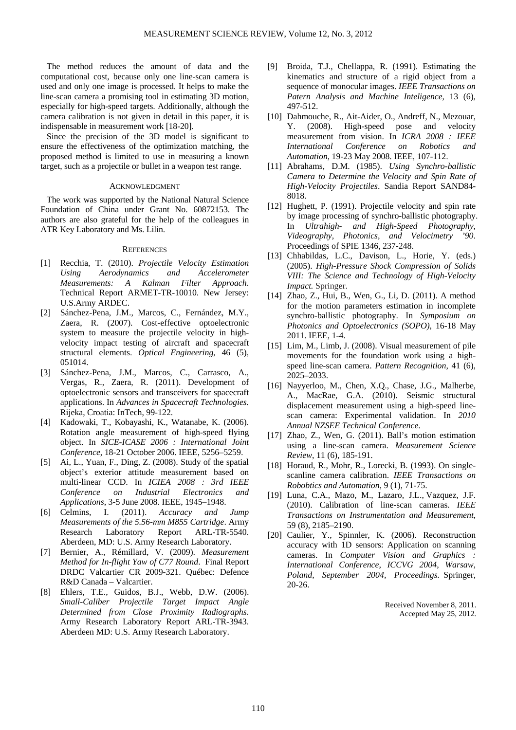The method reduces the amount of data and the computational cost, because only one line-scan camera is used and only one image is processed. It helps to make the line-scan camera a promising tool in estimating 3D motion, especially for high-speed targets. Additionally, although the camera calibration is not given in detail in this paper, it is indispensable in measurement work [18-20].

Since the precision of the 3D model is significant to ensure the effectiveness of the optimization matching, the proposed method is limited to use in measuring a known target, such as a projectile or bullet in a weapon test range.

## ACKNOWLEDGMENT

The work was supported by the National Natural Science Foundation of China under Grant No. 60872153. The authors are also grateful for the help of the colleagues in ATR Key Laboratory and Ms. Lilin.

## REFERENCES

[1] Recchia, T. (2010). *Projectile Velocity Estimation Using Aerodynamics and Accelerometer Measurements: A Kalman Filter Approach*. Technical Report ARMET-TR-10010. New Jersey: U.S.Army ARDEC.

[2] Sánchez-Pena, J.M., Marcos, C., Fernández, M.Y., Zaera, R. (2007). Cost-effective optoelectronic system to measure the projectile velocity in high-velocity impact testing of aircraft and spacecraft structural elements. *Optical Engineering*, 46 (5), 051014.

[3] Sánchez-Pena, J.M., Marcos, C., Carrasco, A., Vergas, R., Zaera, R. (2011). Development of optoelectronic sensors and transceivers for spacecraft applications. In *Advances in Spacecraft Technologies.* Rijeka, Croatia: InTech, 99-122.

[4] Kadowaki, T., Kobayashi, K., Watanabe, K. (2006). Rotation angle measurement of high-speed flying object. In *SICE-ICASE 2006 : International Joint Conference*, 18-21 October 2006. IEEE, 5256–5259.

[5] Ai, L., Yuan, F., Ding, Z. (2008). Study of the spatial object's exterior attitude measurement based on multi-linear CCD. In *ICIEA 2008 : 3rd IEEE Conference on Industrial Electronics and Applications*, 3-5 June 2008. IEEE, 1945–1948.

[6] Celmins, I. (2011). *Accuracy and Jump Measurements of the 5.56-mm M855 Cartridge*. Army Research Laboratory Report ARL-TR-5540. Aberdeen, MD: U.S. Army Research Laboratory.

[7] Bernier, A., Rémillard, V. (2009). *Measurement Method for In-flight Yaw of C77 Round*. Final Report DRDC Valcartier CR 2009-321. Québec: Defence R&D Canada – Valcartier.

[8] Ehlers, T.E., Guidos, B.J., Webb, D.W. (2006). *Small-Caliber Projectile Target Impact Angle Determined from Close Proximity Radiographs*. Army Research Laboratory Report ARL-TR-3943. Aberdeen MD: U.S. Army Research Laboratory.

[9] Broida, T.J., Chellappa, R. (1991). Estimating the kinematics and structure of a rigid object from a sequence of monocular images. *IEEE Transactions on Patern Analysis and Machine Inteligence*, 13 (6), 497-512.

[10] Dahmouche, R., Ait-Aider, O., Andreff, N., Mezouar, Y. (2008). High-speed pose and velocity measurement from vision. In *ICRA 2008 : IEEE International Conference on Robotics and Automation*, 19-23 May 2008. IEEE, 107-112.

[11] Abrahams, D.M. (1985). *Using Synchro-ballistic Camera to Determine the Velocity and Spin Rate of High-Velocity Projectiles*. Sandia Report SAND84-8018.

[12] Hughett, P. (1991). Projectile velocity and spin rate by image processing of synchro-ballistic photography. In *Ultrahigh- and High-Speed Photography, Videography, Photonics, and Velocimetry '90*. Proceedings of SPIE 1346, 237-248.

[13] Chhabildas, L.C., Davison, L., Horie, Y. (eds.) (2005). *High-Pressure Shock Compression of Solids VIII: The Science and Technology of High-Velocity Impact.* Springer.

[14] Zhao, Z., Hui, B., Wen, G., Li, D. (2011). A method for the motion parameters estimation in incomplete synchro-ballistic photography. In *Symposium on Photonics and Optoelectronics (SOPO)*, 16-18 May 2011. IEEE, 1-4.

[15] Lim, M., Limb, J. (2008). Visual measurement of pile movements for the foundation work using a high-speed line-scan camera. *Pattern Recognition*, 41 (6), 2025–2033.

[16] Nayyerloo, M., Chen, X.Q., Chase, J.G., Malherbe, A., MacRae, G.A. (2010). Seismic structural displacement measurement using a high-speed line-scan camera: Experimental validation. In *2010 Annual NZSEE Technical Conference*.

[17] Zhao, Z., Wen, G. (2011). Ball's motion estimation using a line-scan camera. *Measurement Science Review*, 11 (6), 185-191.

[18] Horaud, R., Mohr, R., Lorecki, B. (1993). On single-scanline camera calibration. *IEEE Transactions on Robobtics and Automation*, 9 (1), 71-75.

[19] Luna, C.A., Mazo, M., Lazaro, J.L., Vazquez, J.F. (2010). Calibration of line-scan cameras. *IEEE Transactions on Instrumentation and Measurement*, 59 (8), 2185–2190.

[20] Caulier, Y., Spinnler, K. (2006). Reconstruction accuracy with 1D sensors: Application on scanning cameras. In *Computer Vision and Graphics : International Conference, ICCVG 2004, Warsaw, Poland, September 2004, Proceedings.* Springer, 20-26.

Received November 8, 2011.
Accepted May 25, 2012.